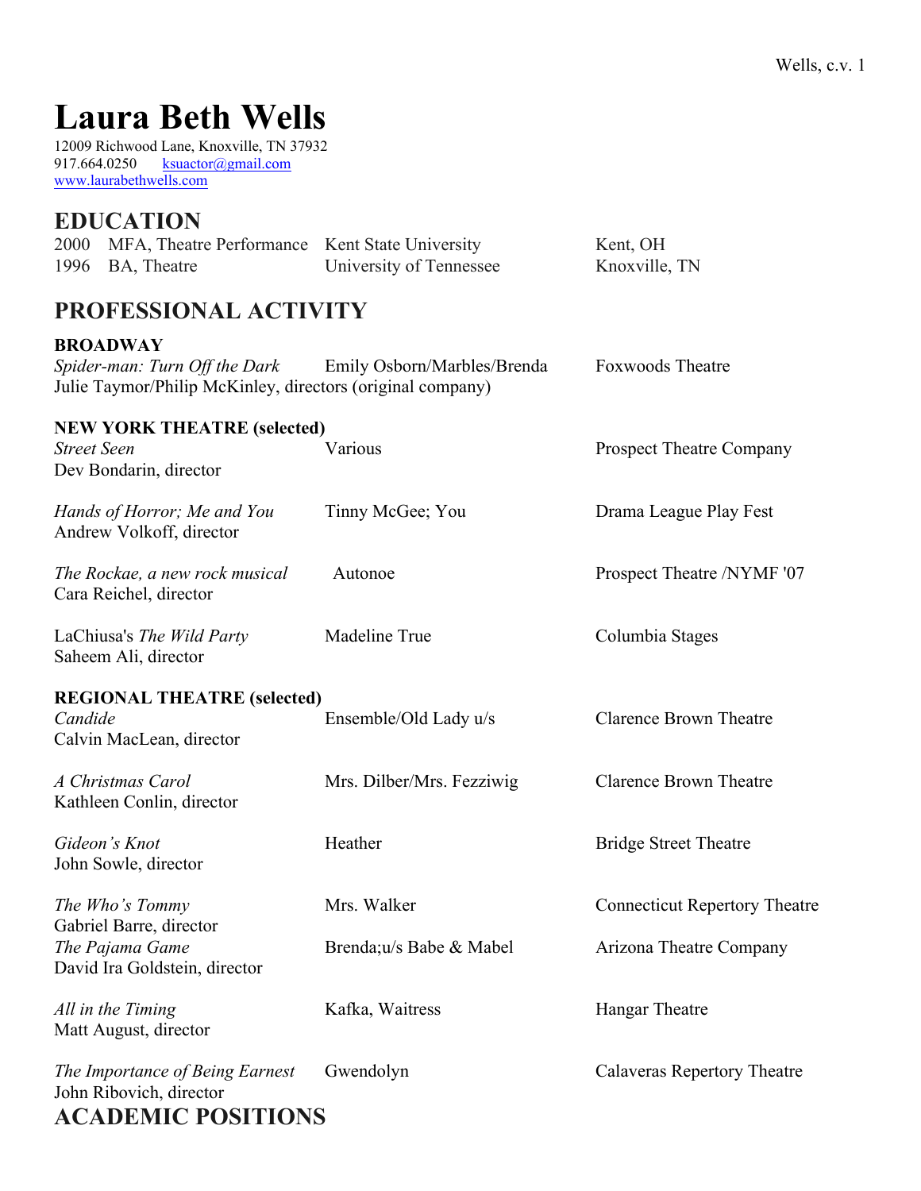# Laura Beth Wells

12009 Richwood Lane, Knoxville, TN 37932
917.664.0250 ksuactor@gmail.com
www.laurabethwells.com

## EDUCATION

| | | | |
|---|---|---|---|
| 2000 | MFA, Theatre Performance | Kent State University | Kent, OH |
| 1996 | BA, Theatre | University of Tennessee | Knoxville, TN |

## PROFESSIONAL ACTIVITY

**BROADWAY**

| | | |
|---|---|---|
| *Spider-man: Turn Off the Dark*<br>Julie Taymor/Philip McKinley, directors (original company) | Emily Osborn/Marbles/Brenda | Foxwoods Theatre |

**NEW YORK THEATRE (selected)**

| | | |
|---|---|---|
| *Street Seen*<br>Dev Bondarin, director | Various | Prospect Theatre Company |
| *Hands of Horror; Me and You*<br>Andrew Volkoff, director | Tinny McGee; You | Drama League Play Fest |
| *The Rockae, a new rock musical*<br>Cara Reichel, director | Autonoe | Prospect Theatre /NYMF '07 |
| LaChiusa's *The Wild Party*<br>Saheem Ali, director | Madeline True | Columbia Stages |

**REGIONAL THEATRE (selected)**

| | | |
|---|---|---|
| *Candide*<br>Calvin MacLean, director | Ensemble/Old Lady u/s | Clarence Brown Theatre |
| *A Christmas Carol*<br>Kathleen Conlin, director | Mrs. Dilber/Mrs. Fezziwig | Clarence Brown Theatre |
| *Gideon's Knot*<br>John Sowle, director | Heather | Bridge Street Theatre |
| *The Who's Tommy*<br>Gabriel Barre, director | Mrs. Walker | Connecticut Repertory Theatre |
| *The Pajama Game*<br>David Ira Goldstein, director | Brenda;u/s Babe & Mabel | Arizona Theatre Company |
| *All in the Timing*<br>Matt August, director | Kafka, Waitress | Hangar Theatre |
| *The Importance of Being Earnest*<br>John Ribovich, director | Gwendolyn | Calaveras Repertory Theatre |

## ACADEMIC POSITIONS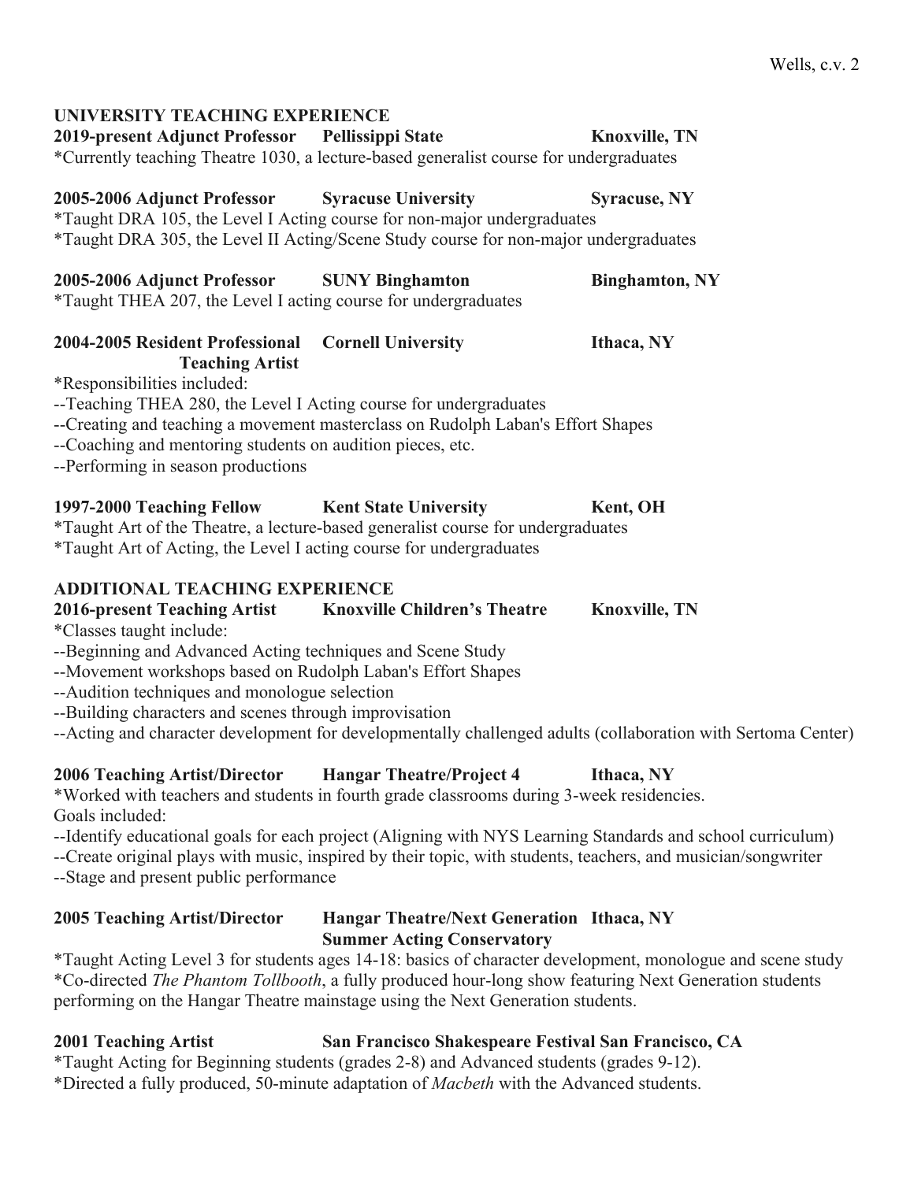## UNIVERSITY TEACHING EXPERIENCE

**2019-present Adjunct Professor    Pellissippi State    Knoxville, TN**

*Currently teaching Theatre 1030, a lecture-based generalist course for undergraduates

**2005-2006 Adjunct Professor    Syracuse University    Syracuse, NY**

*Taught DRA 105, the Level I Acting course for non-major undergraduates
*Taught DRA 305, the Level II Acting/Scene Study course for non-major undergraduates

**2005-2006 Adjunct Professor    SUNY Binghamton    Binghamton, NY**

*Taught THEA 207, the Level I acting course for undergraduates

**2004-2005 Resident Professional Teaching Artist    Cornell University    Ithaca, NY**

*Responsibilities included:
--Teaching THEA 280, the Level I Acting course for undergraduates
--Creating and teaching a movement masterclass on Rudolph Laban's Effort Shapes
--Coaching and mentoring students on audition pieces, etc.
--Performing in season productions

**1997-2000 Teaching Fellow    Kent State University    Kent, OH**

*Taught Art of the Theatre, a lecture-based generalist course for undergraduates
*Taught Art of Acting, the Level I acting course for undergraduates

## ADDITIONAL TEACHING EXPERIENCE

**2016-present Teaching Artist    Knoxville Children's Theatre    Knoxville, TN**

*Classes taught include:
--Beginning and Advanced Acting techniques and Scene Study
--Movement workshops based on Rudolph Laban's Effort Shapes
--Audition techniques and monologue selection
--Building characters and scenes through improvisation
--Acting and character development for developmentally challenged adults (collaboration with Sertoma Center)

**2006 Teaching Artist/Director    Hangar Theatre/Project 4    Ithaca, NY**

*Worked with teachers and students in fourth grade classrooms during 3-week residencies.
Goals included:
--Identify educational goals for each project (Aligning with NYS Learning Standards and school curriculum)
--Create original plays with music, inspired by their topic, with students, teachers, and musician/songwriter
--Stage and present public performance

**2005 Teaching Artist/Director    Hangar Theatre/Next Generation Summer Acting Conservatory    Ithaca, NY**

*Taught Acting Level 3 for students ages 14-18: basics of character development, monologue and scene study
*Co-directed *The Phantom Tollbooth*, a fully produced hour-long show featuring Next Generation students performing on the Hangar Theatre mainstage using the Next Generation students.

**2001 Teaching Artist    San Francisco Shakespeare Festival    San Francisco, CA**

*Taught Acting for Beginning students (grades 2-8) and Advanced students (grades 9-12).
*Directed a fully produced, 50-minute adaptation of *Macbeth* with the Advanced students.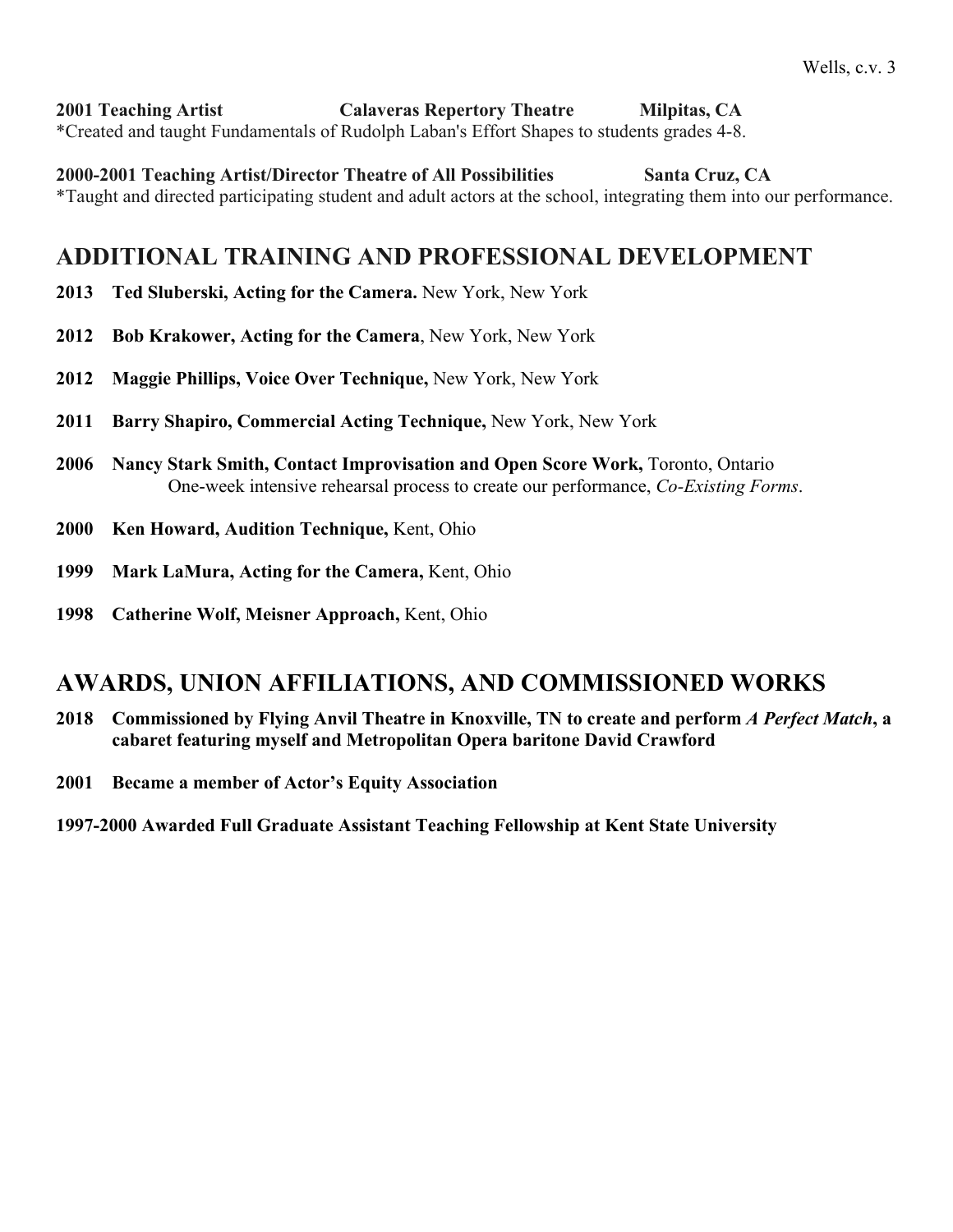**2001 Teaching Artist Calaveras Repertory Theatre Milpitas, CA**
*Created and taught Fundamentals of Rudolph Laban's Effort Shapes to students grades 4-8.

**2000-2001 Teaching Artist/Director Theatre of All Possibilities Santa Cruz, CA**
*Taught and directed participating student and adult actors at the school, integrating them into our performance.

## ADDITIONAL TRAINING AND PROFESSIONAL DEVELOPMENT

**2013 Ted Sluberski, Acting for the Camera.** New York, New York

**2012 Bob Krakower, Acting for the Camera**, New York, New York

**2012 Maggie Phillips, Voice Over Technique,** New York, New York

**2011 Barry Shapiro, Commercial Acting Technique,** New York, New York

**2006 Nancy Stark Smith, Contact Improvisation and Open Score Work,** Toronto, Ontario
One-week intensive rehearsal process to create our performance, *Co-Existing Forms*.

**2000 Ken Howard, Audition Technique,** Kent, Ohio

**1999 Mark LaMura, Acting for the Camera,** Kent, Ohio

**1998 Catherine Wolf, Meisner Approach,** Kent, Ohio

## AWARDS, UNION AFFILIATIONS, AND COMMISSIONED WORKS

**2018 Commissioned by Flying Anvil Theatre in Knoxville, TN to create and perform *A Perfect Match*, a cabaret featuring myself and Metropolitan Opera baritone David Crawford**

**2001 Became a member of Actor's Equity Association**

**1997-2000 Awarded Full Graduate Assistant Teaching Fellowship at Kent State University**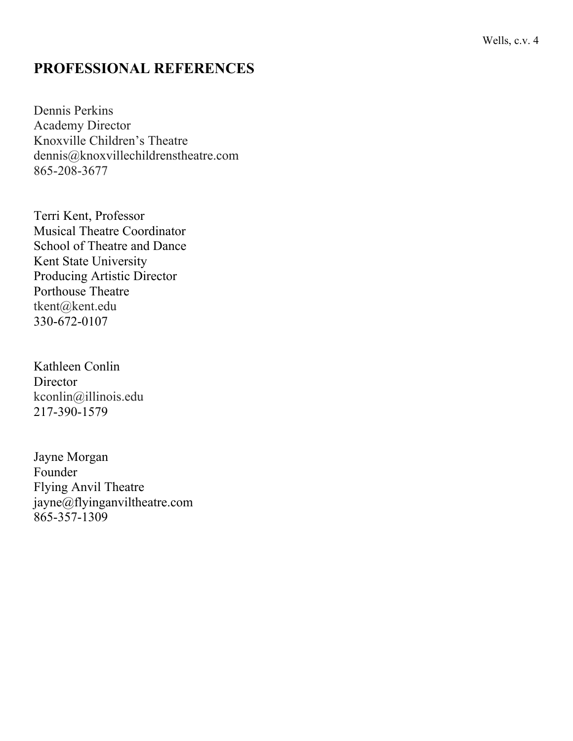## PROFESSIONAL REFERENCES

Dennis Perkins
Academy Director
Knoxville Children's Theatre
dennis@knoxvillechildrenstheatre.com
865-208-3677

Terri Kent, Professor
Musical Theatre Coordinator
School of Theatre and Dance
Kent State University
Producing Artistic Director
Porthouse Theatre
tkent@kent.edu
330-672-0107

Kathleen Conlin
Director
kconlin@illinois.edu
217-390-1579

Jayne Morgan
Founder
Flying Anvil Theatre
jayne@flyinganviltheatre.com
865-357-1309